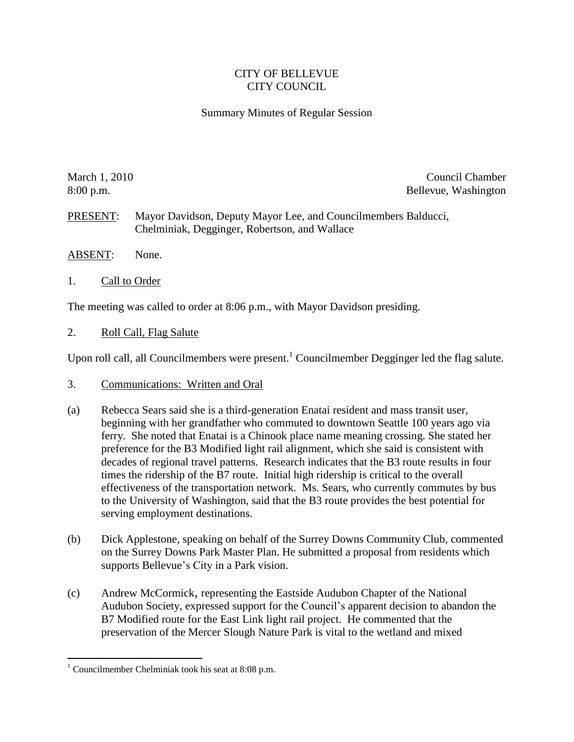CITY OF BELLEVUE
CITY COUNCIL

Summary Minutes of Regular Session

March 1, 2010
8:00 p.m.

Council Chamber
Bellevue, Washington

PRESENT: Mayor Davidson, Deputy Mayor Lee, and Councilmembers Balducci, Chelminiak, Degginger, Robertson, and Wallace

ABSENT: None.

1. Call to Order

The meeting was called to order at 8:06 p.m., with Mayor Davidson presiding.

2. Roll Call, Flag Salute

Upon roll call, all Councilmembers were present.[1] Councilmember Degginger led the flag salute.

3. Communications: Written and Oral

(a) Rebecca Sears said she is a third-generation Enatai resident and mass transit user, beginning with her grandfather who commuted to downtown Seattle 100 years ago via ferry. She noted that Enatai is a Chinook place name meaning crossing. She stated her preference for the B3 Modified light rail alignment, which she said is consistent with decades of regional travel patterns. Research indicates that the B3 route results in four times the ridership of the B7 route. Initial high ridership is critical to the overall effectiveness of the transportation network. Ms. Sears, who currently commutes by bus to the University of Washington, said that the B3 route provides the best potential for serving employment destinations.

(b) Dick Applestone, speaking on behalf of the Surrey Downs Community Club, commented on the Surrey Downs Park Master Plan. He submitted a proposal from residents which supports Bellevue's City in a Park vision.

(c) Andrew McCormick, representing the Eastside Audubon Chapter of the National Audubon Society, expressed support for the Council's apparent decision to abandon the B7 Modified route for the East Link light rail project. He commented that the preservation of the Mercer Slough Nature Park is vital to the wetland and mixed

[1] Councilmember Chelminiak took his seat at 8:08 p.m.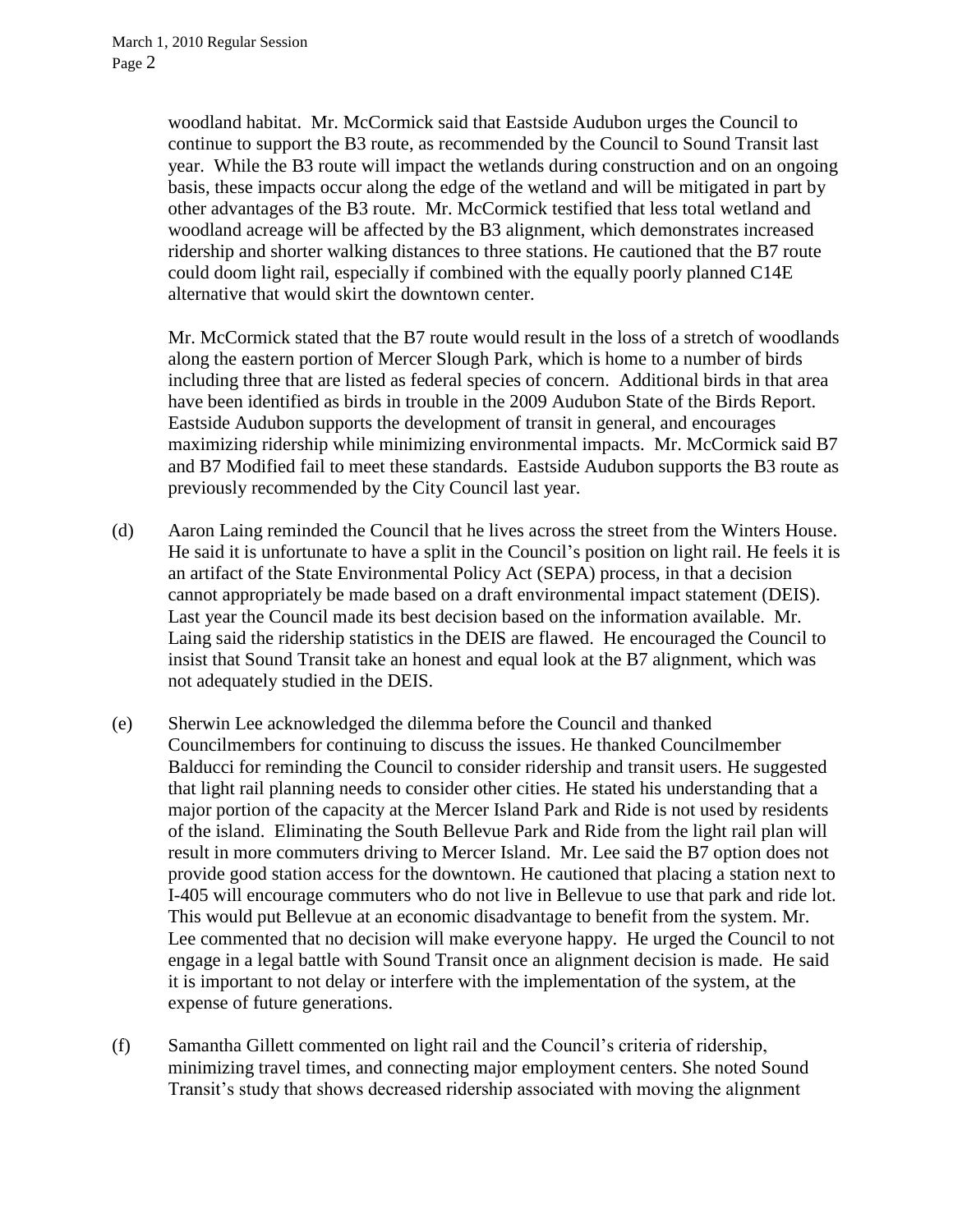woodland habitat. Mr. McCormick said that Eastside Audubon urges the Council to continue to support the B3 route, as recommended by the Council to Sound Transit last year. While the B3 route will impact the wetlands during construction and on an ongoing basis, these impacts occur along the edge of the wetland and will be mitigated in part by other advantages of the B3 route. Mr. McCormick testified that less total wetland and woodland acreage will be affected by the B3 alignment, which demonstrates increased ridership and shorter walking distances to three stations. He cautioned that the B7 route could doom light rail, especially if combined with the equally poorly planned C14E alternative that would skirt the downtown center.

Mr. McCormick stated that the B7 route would result in the loss of a stretch of woodlands along the eastern portion of Mercer Slough Park, which is home to a number of birds including three that are listed as federal species of concern. Additional birds in that area have been identified as birds in trouble in the 2009 Audubon State of the Birds Report. Eastside Audubon supports the development of transit in general, and encourages maximizing ridership while minimizing environmental impacts. Mr. McCormick said B7 and B7 Modified fail to meet these standards. Eastside Audubon supports the B3 route as previously recommended by the City Council last year.

(d) Aaron Laing reminded the Council that he lives across the street from the Winters House. He said it is unfortunate to have a split in the Council's position on light rail. He feels it is an artifact of the State Environmental Policy Act (SEPA) process, in that a decision cannot appropriately be made based on a draft environmental impact statement (DEIS). Last year the Council made its best decision based on the information available. Mr. Laing said the ridership statistics in the DEIS are flawed. He encouraged the Council to insist that Sound Transit take an honest and equal look at the B7 alignment, which was not adequately studied in the DEIS.

(e) Sherwin Lee acknowledged the dilemma before the Council and thanked Councilmembers for continuing to discuss the issues. He thanked Councilmember Balducci for reminding the Council to consider ridership and transit users. He suggested that light rail planning needs to consider other cities. He stated his understanding that a major portion of the capacity at the Mercer Island Park and Ride is not used by residents of the island. Eliminating the South Bellevue Park and Ride from the light rail plan will result in more commuters driving to Mercer Island. Mr. Lee said the B7 option does not provide good station access for the downtown. He cautioned that placing a station next to I-405 will encourage commuters who do not live in Bellevue to use that park and ride lot. This would put Bellevue at an economic disadvantage to benefit from the system. Mr. Lee commented that no decision will make everyone happy. He urged the Council to not engage in a legal battle with Sound Transit once an alignment decision is made. He said it is important to not delay or interfere with the implementation of the system, at the expense of future generations.

(f) Samantha Gillett commented on light rail and the Council's criteria of ridership, minimizing travel times, and connecting major employment centers. She noted Sound Transit's study that shows decreased ridership associated with moving the alignment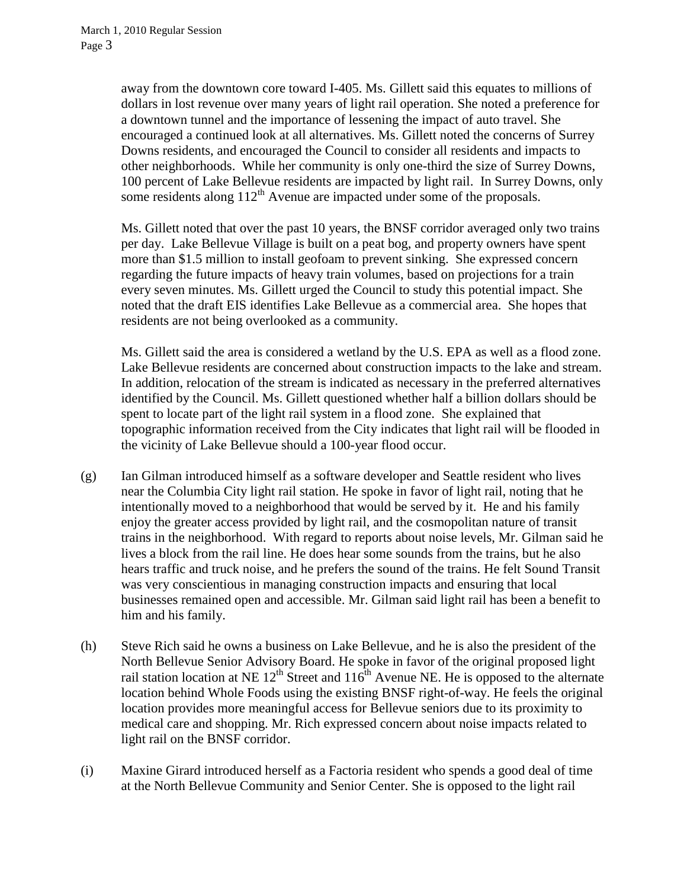away from the downtown core toward I-405. Ms. Gillett said this equates to millions of dollars in lost revenue over many years of light rail operation. She noted a preference for a downtown tunnel and the importance of lessening the impact of auto travel. She encouraged a continued look at all alternatives. Ms. Gillett noted the concerns of Surrey Downs residents, and encouraged the Council to consider all residents and impacts to other neighborhoods. While her community is only one-third the size of Surrey Downs, 100 percent of Lake Bellevue residents are impacted by light rail. In Surrey Downs, only some residents along 112th Avenue are impacted under some of the proposals.

Ms. Gillett noted that over the past 10 years, the BNSF corridor averaged only two trains per day. Lake Bellevue Village is built on a peat bog, and property owners have spent more than $1.5 million to install geofoam to prevent sinking. She expressed concern regarding the future impacts of heavy train volumes, based on projections for a train every seven minutes. Ms. Gillett urged the Council to study this potential impact. She noted that the draft EIS identifies Lake Bellevue as a commercial area. She hopes that residents are not being overlooked as a community.

Ms. Gillett said the area is considered a wetland by the U.S. EPA as well as a flood zone. Lake Bellevue residents are concerned about construction impacts to the lake and stream. In addition, relocation of the stream is indicated as necessary in the preferred alternatives identified by the Council. Ms. Gillett questioned whether half a billion dollars should be spent to locate part of the light rail system in a flood zone. She explained that topographic information received from the City indicates that light rail will be flooded in the vicinity of Lake Bellevue should a 100-year flood occur.

(g) Ian Gilman introduced himself as a software developer and Seattle resident who lives near the Columbia City light rail station. He spoke in favor of light rail, noting that he intentionally moved to a neighborhood that would be served by it. He and his family enjoy the greater access provided by light rail, and the cosmopolitan nature of transit trains in the neighborhood. With regard to reports about noise levels, Mr. Gilman said he lives a block from the rail line. He does hear some sounds from the trains, but he also hears traffic and truck noise, and he prefers the sound of the trains. He felt Sound Transit was very conscientious in managing construction impacts and ensuring that local businesses remained open and accessible. Mr. Gilman said light rail has been a benefit to him and his family.

(h) Steve Rich said he owns a business on Lake Bellevue, and he is also the president of the North Bellevue Senior Advisory Board. He spoke in favor of the original proposed light rail station location at NE 12th Street and 116th Avenue NE. He is opposed to the alternate location behind Whole Foods using the existing BNSF right-of-way. He feels the original location provides more meaningful access for Bellevue seniors due to its proximity to medical care and shopping. Mr. Rich expressed concern about noise impacts related to light rail on the BNSF corridor.

(i) Maxine Girard introduced herself as a Factoria resident who spends a good deal of time at the North Bellevue Community and Senior Center. She is opposed to the light rail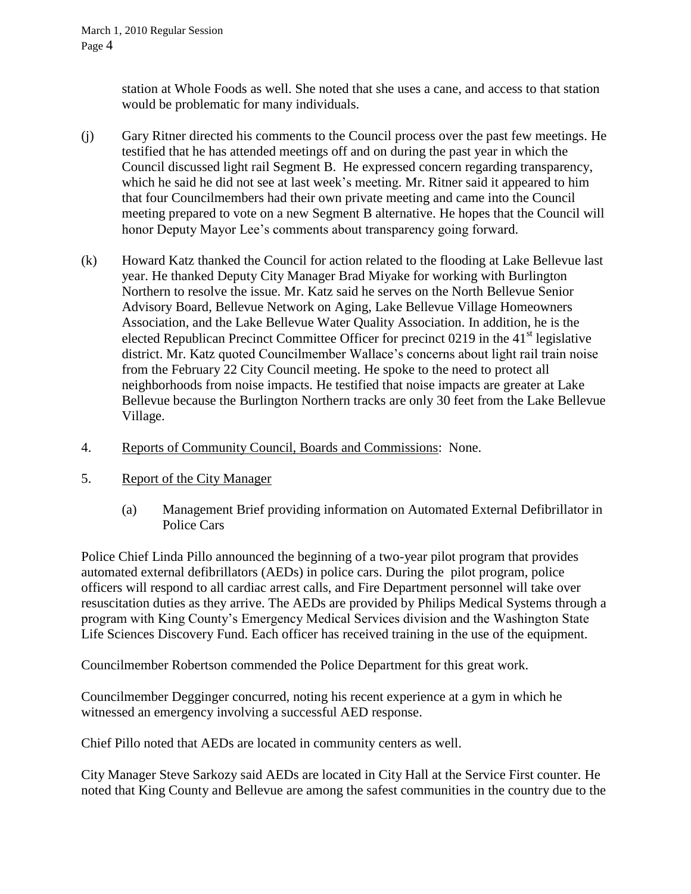station at Whole Foods as well. She noted that she uses a cane, and access to that station would be problematic for many individuals.

(j) Gary Ritner directed his comments to the Council process over the past few meetings. He testified that he has attended meetings off and on during the past year in which the Council discussed light rail Segment B. He expressed concern regarding transparency, which he said he did not see at last week's meeting. Mr. Ritner said it appeared to him that four Councilmembers had their own private meeting and came into the Council meeting prepared to vote on a new Segment B alternative. He hopes that the Council will honor Deputy Mayor Lee's comments about transparency going forward.

(k) Howard Katz thanked the Council for action related to the flooding at Lake Bellevue last year. He thanked Deputy City Manager Brad Miyake for working with Burlington Northern to resolve the issue. Mr. Katz said he serves on the North Bellevue Senior Advisory Board, Bellevue Network on Aging, Lake Bellevue Village Homeowners Association, and the Lake Bellevue Water Quality Association. In addition, he is the elected Republican Precinct Committee Officer for precinct 0219 in the 41st legislative district. Mr. Katz quoted Councilmember Wallace's concerns about light rail train noise from the February 22 City Council meeting. He spoke to the need to protect all neighborhoods from noise impacts. He testified that noise impacts are greater at Lake Bellevue because the Burlington Northern tracks are only 30 feet from the Lake Bellevue Village.

4. Reports of Community Council, Boards and Commissions: None.

5. Report of the City Manager

   (a) Management Brief providing information on Automated External Defibrillator in Police Cars

Police Chief Linda Pillo announced the beginning of a two-year pilot program that provides automated external defibrillators (AEDs) in police cars. During the pilot program, police officers will respond to all cardiac arrest calls, and Fire Department personnel will take over resuscitation duties as they arrive. The AEDs are provided by Philips Medical Systems through a program with King County's Emergency Medical Services division and the Washington State Life Sciences Discovery Fund. Each officer has received training in the use of the equipment.

Councilmember Robertson commended the Police Department for this great work.

Councilmember Degginger concurred, noting his recent experience at a gym in which he witnessed an emergency involving a successful AED response.

Chief Pillo noted that AEDs are located in community centers as well.

City Manager Steve Sarkozy said AEDs are located in City Hall at the Service First counter. He noted that King County and Bellevue are among the safest communities in the country due to the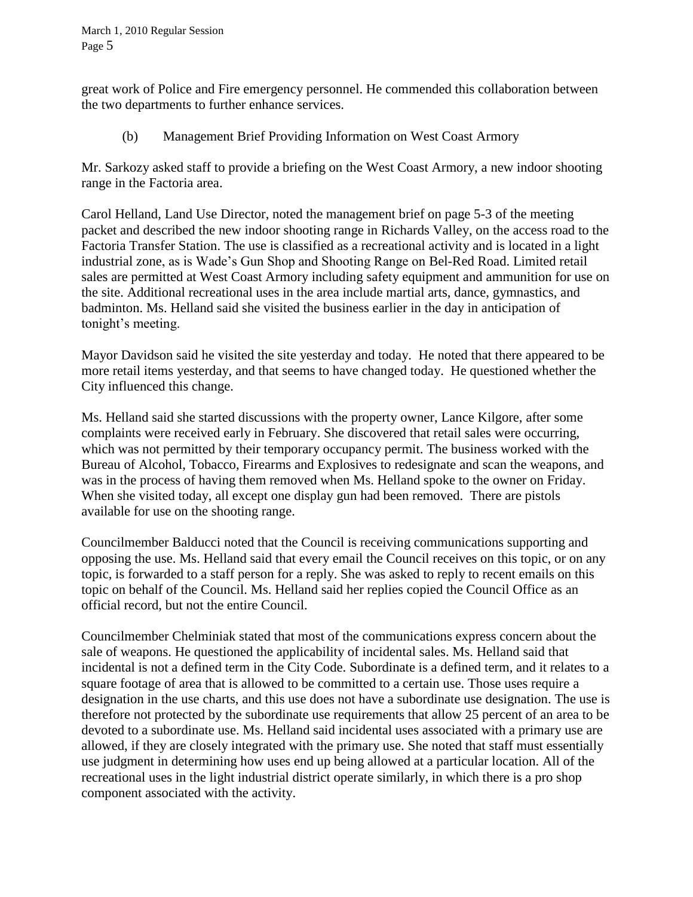great work of Police and Fire emergency personnel. He commended this collaboration between the two departments to further enhance services.

(b) Management Brief Providing Information on West Coast Armory

Mr. Sarkozy asked staff to provide a briefing on the West Coast Armory, a new indoor shooting range in the Factoria area.

Carol Helland, Land Use Director, noted the management brief on page 5-3 of the meeting packet and described the new indoor shooting range in Richards Valley, on the access road to the Factoria Transfer Station. The use is classified as a recreational activity and is located in a light industrial zone, as is Wade's Gun Shop and Shooting Range on Bel-Red Road. Limited retail sales are permitted at West Coast Armory including safety equipment and ammunition for use on the site. Additional recreational uses in the area include martial arts, dance, gymnastics, and badminton. Ms. Helland said she visited the business earlier in the day in anticipation of tonight's meeting.

Mayor Davidson said he visited the site yesterday and today. He noted that there appeared to be more retail items yesterday, and that seems to have changed today. He questioned whether the City influenced this change.

Ms. Helland said she started discussions with the property owner, Lance Kilgore, after some complaints were received early in February. She discovered that retail sales were occurring, which was not permitted by their temporary occupancy permit. The business worked with the Bureau of Alcohol, Tobacco, Firearms and Explosives to redesignate and scan the weapons, and was in the process of having them removed when Ms. Helland spoke to the owner on Friday. When she visited today, all except one display gun had been removed. There are pistols available for use on the shooting range.

Councilmember Balducci noted that the Council is receiving communications supporting and opposing the use. Ms. Helland said that every email the Council receives on this topic, or on any topic, is forwarded to a staff person for a reply. She was asked to reply to recent emails on this topic on behalf of the Council. Ms. Helland said her replies copied the Council Office as an official record, but not the entire Council.

Councilmember Chelminiak stated that most of the communications express concern about the sale of weapons. He questioned the applicability of incidental sales. Ms. Helland said that incidental is not a defined term in the City Code. Subordinate is a defined term, and it relates to a square footage of area that is allowed to be committed to a certain use. Those uses require a designation in the use charts, and this use does not have a subordinate use designation. The use is therefore not protected by the subordinate use requirements that allow 25 percent of an area to be devoted to a subordinate use. Ms. Helland said incidental uses associated with a primary use are allowed, if they are closely integrated with the primary use. She noted that staff must essentially use judgment in determining how uses end up being allowed at a particular location. All of the recreational uses in the light industrial district operate similarly, in which there is a pro shop component associated with the activity.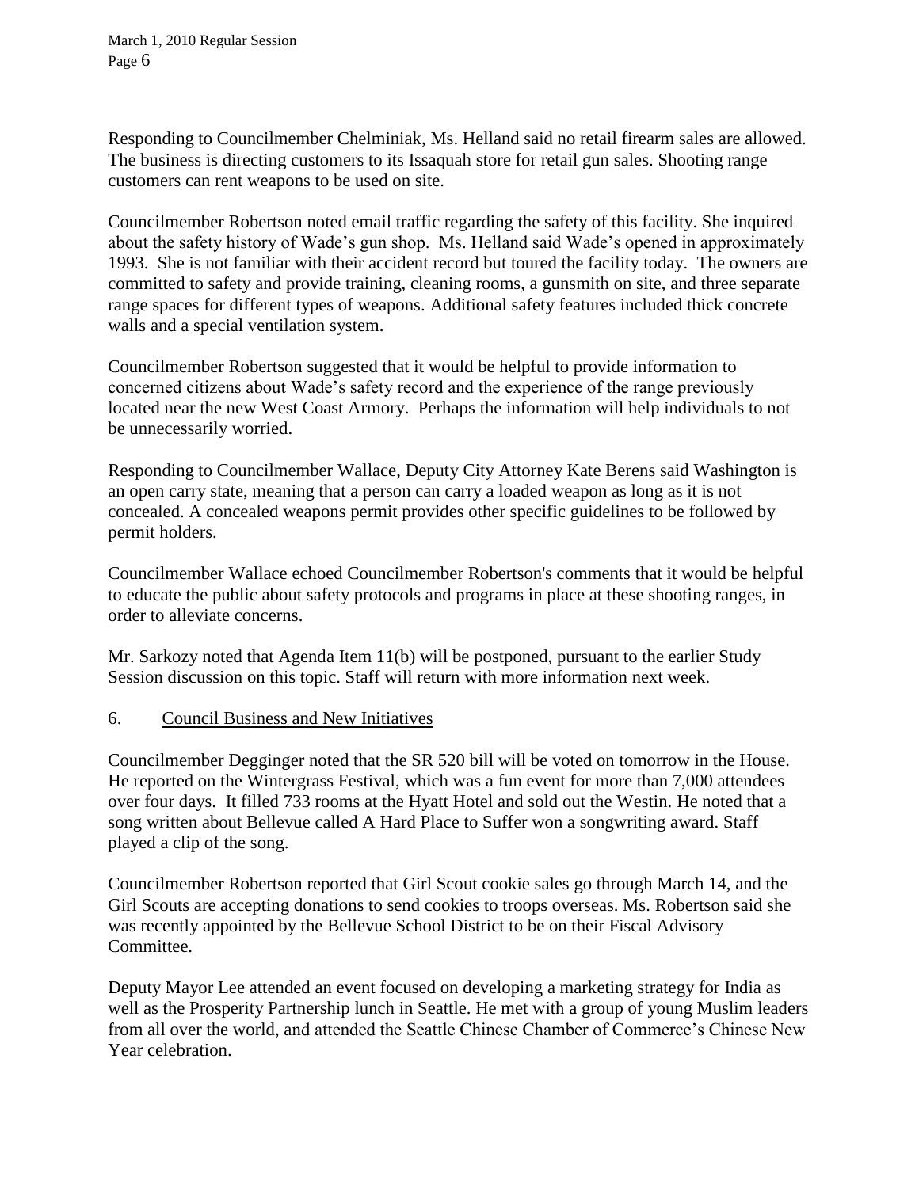Responding to Councilmember Chelminiak, Ms. Helland said no retail firearm sales are allowed. The business is directing customers to its Issaquah store for retail gun sales. Shooting range customers can rent weapons to be used on site.

Councilmember Robertson noted email traffic regarding the safety of this facility. She inquired about the safety history of Wade's gun shop. Ms. Helland said Wade's opened in approximately 1993. She is not familiar with their accident record but toured the facility today. The owners are committed to safety and provide training, cleaning rooms, a gunsmith on site, and three separate range spaces for different types of weapons. Additional safety features included thick concrete walls and a special ventilation system.

Councilmember Robertson suggested that it would be helpful to provide information to concerned citizens about Wade's safety record and the experience of the range previously located near the new West Coast Armory. Perhaps the information will help individuals to not be unnecessarily worried.

Responding to Councilmember Wallace, Deputy City Attorney Kate Berens said Washington is an open carry state, meaning that a person can carry a loaded weapon as long as it is not concealed. A concealed weapons permit provides other specific guidelines to be followed by permit holders.

Councilmember Wallace echoed Councilmember Robertson's comments that it would be helpful to educate the public about safety protocols and programs in place at these shooting ranges, in order to alleviate concerns.

Mr. Sarkozy noted that Agenda Item 11(b) will be postponed, pursuant to the earlier Study Session discussion on this topic. Staff will return with more information next week.

6. Council Business and New Initiatives

Councilmember Degginger noted that the SR 520 bill will be voted on tomorrow in the House. He reported on the Wintergrass Festival, which was a fun event for more than 7,000 attendees over four days. It filled 733 rooms at the Hyatt Hotel and sold out the Westin. He noted that a song written about Bellevue called A Hard Place to Suffer won a songwriting award. Staff played a clip of the song.

Councilmember Robertson reported that Girl Scout cookie sales go through March 14, and the Girl Scouts are accepting donations to send cookies to troops overseas. Ms. Robertson said she was recently appointed by the Bellevue School District to be on their Fiscal Advisory Committee.

Deputy Mayor Lee attended an event focused on developing a marketing strategy for India as well as the Prosperity Partnership lunch in Seattle. He met with a group of young Muslim leaders from all over the world, and attended the Seattle Chinese Chamber of Commerce's Chinese New Year celebration.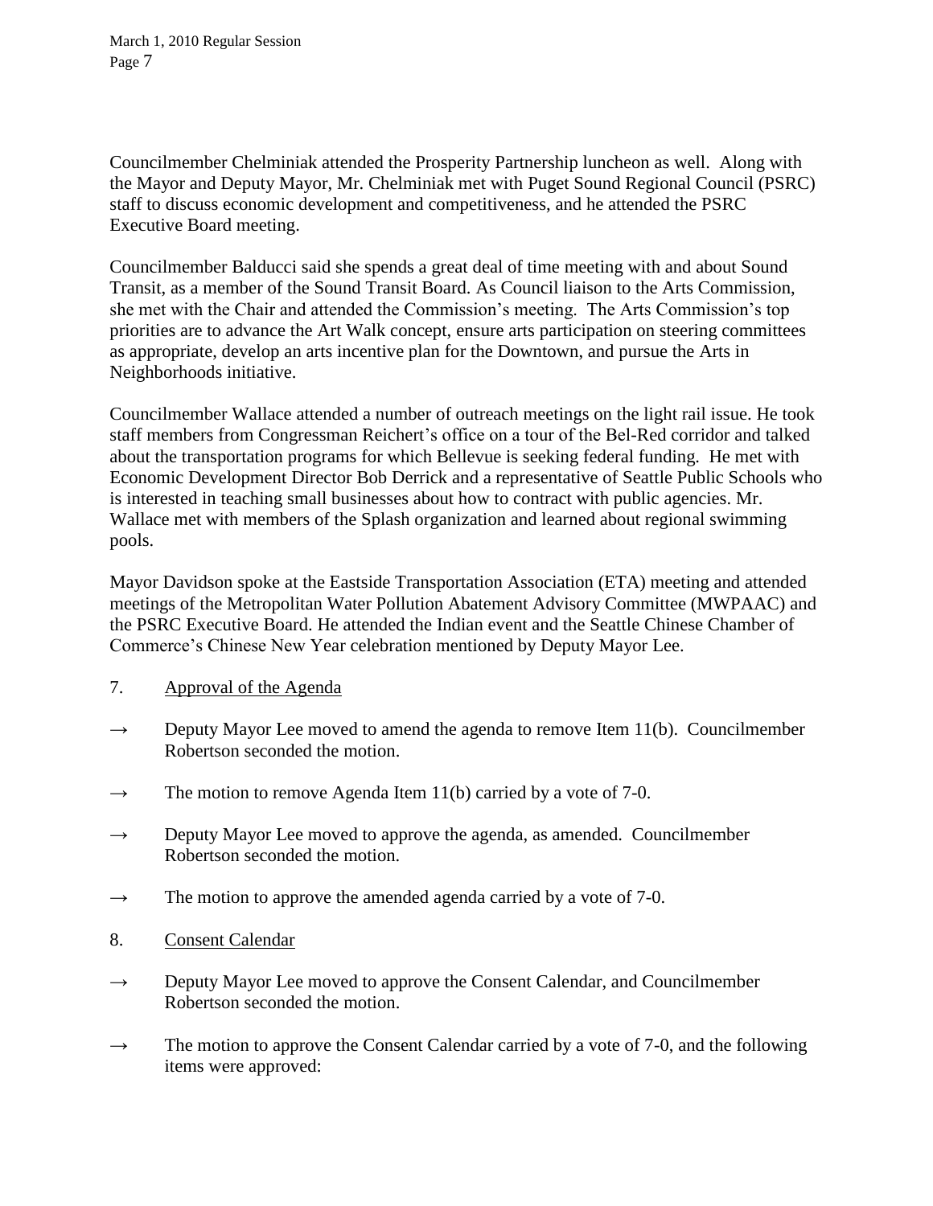Councilmember Chelminiak attended the Prosperity Partnership luncheon as well. Along with the Mayor and Deputy Mayor, Mr. Chelminiak met with Puget Sound Regional Council (PSRC) staff to discuss economic development and competitiveness, and he attended the PSRC Executive Board meeting.

Councilmember Balducci said she spends a great deal of time meeting with and about Sound Transit, as a member of the Sound Transit Board. As Council liaison to the Arts Commission, she met with the Chair and attended the Commission's meeting. The Arts Commission's top priorities are to advance the Art Walk concept, ensure arts participation on steering committees as appropriate, develop an arts incentive plan for the Downtown, and pursue the Arts in Neighborhoods initiative.

Councilmember Wallace attended a number of outreach meetings on the light rail issue. He took staff members from Congressman Reichert's office on a tour of the Bel-Red corridor and talked about the transportation programs for which Bellevue is seeking federal funding. He met with Economic Development Director Bob Derrick and a representative of Seattle Public Schools who is interested in teaching small businesses about how to contract with public agencies. Mr. Wallace met with members of the Splash organization and learned about regional swimming pools.

Mayor Davidson spoke at the Eastside Transportation Association (ETA) meeting and attended meetings of the Metropolitan Water Pollution Abatement Advisory Committee (MWPAAC) and the PSRC Executive Board. He attended the Indian event and the Seattle Chinese Chamber of Commerce's Chinese New Year celebration mentioned by Deputy Mayor Lee.

7. Approval of the Agenda

→ Deputy Mayor Lee moved to amend the agenda to remove Item 11(b). Councilmember Robertson seconded the motion.

→ The motion to remove Agenda Item 11(b) carried by a vote of 7-0.

→ Deputy Mayor Lee moved to approve the agenda, as amended. Councilmember Robertson seconded the motion.

→ The motion to approve the amended agenda carried by a vote of 7-0.

8. Consent Calendar

→ Deputy Mayor Lee moved to approve the Consent Calendar, and Councilmember Robertson seconded the motion.

→ The motion to approve the Consent Calendar carried by a vote of 7-0, and the following items were approved: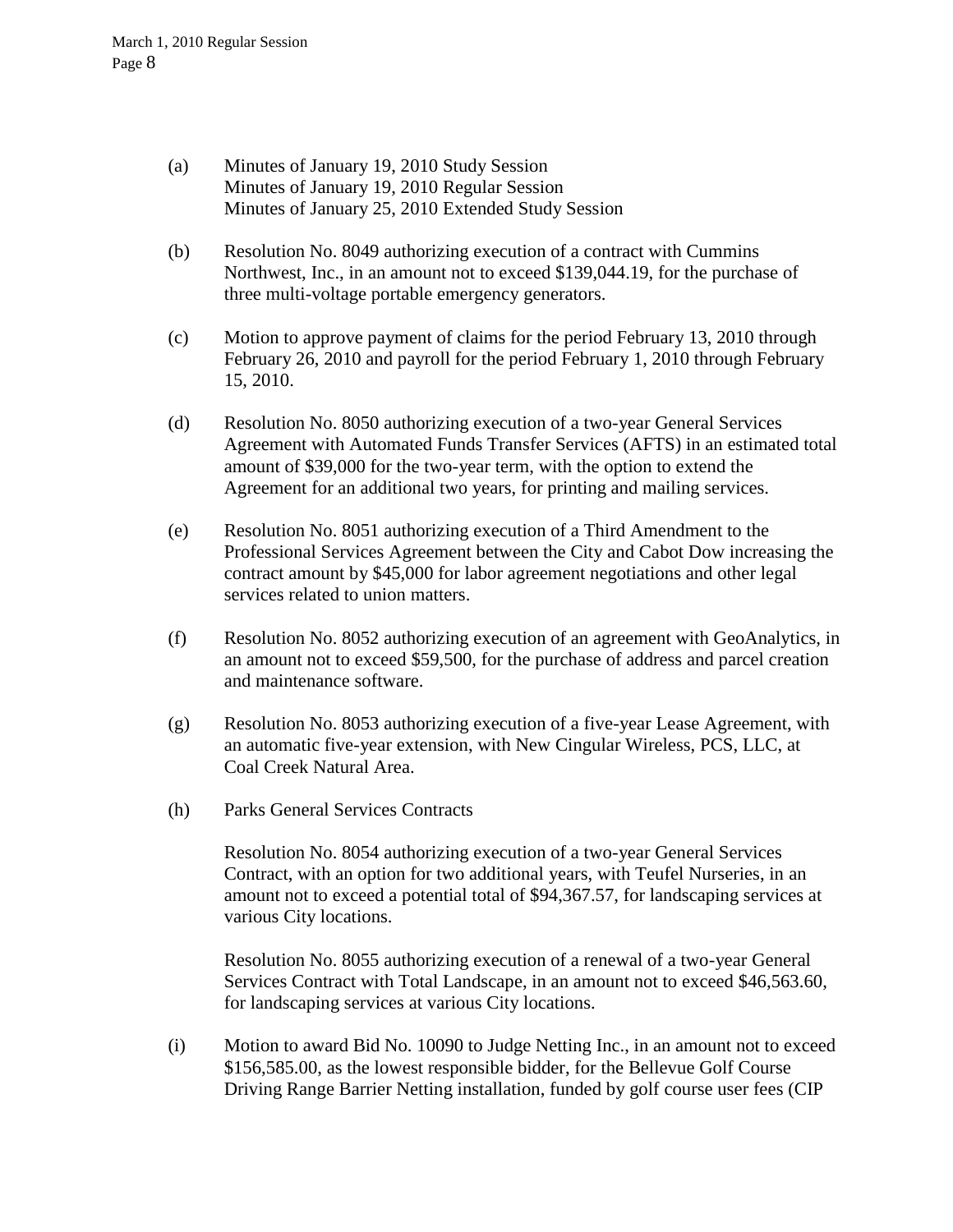(a) Minutes of January 19, 2010 Study Session
Minutes of January 19, 2010 Regular Session
Minutes of January 25, 2010 Extended Study Session

(b) Resolution No. 8049 authorizing execution of a contract with Cummins Northwest, Inc., in an amount not to exceed $139,044.19, for the purchase of three multi-voltage portable emergency generators.

(c) Motion to approve payment of claims for the period February 13, 2010 through February 26, 2010 and payroll for the period February 1, 2010 through February 15, 2010.

(d) Resolution No. 8050 authorizing execution of a two-year General Services Agreement with Automated Funds Transfer Services (AFTS) in an estimated total amount of $39,000 for the two-year term, with the option to extend the Agreement for an additional two years, for printing and mailing services.

(e) Resolution No. 8051 authorizing execution of a Third Amendment to the Professional Services Agreement between the City and Cabot Dow increasing the contract amount by $45,000 for labor agreement negotiations and other legal services related to union matters.

(f) Resolution No. 8052 authorizing execution of an agreement with GeoAnalytics, in an amount not to exceed $59,500, for the purchase of address and parcel creation and maintenance software.

(g) Resolution No. 8053 authorizing execution of a five-year Lease Agreement, with an automatic five-year extension, with New Cingular Wireless, PCS, LLC, at Coal Creek Natural Area.

(h) Parks General Services Contracts

Resolution No. 8054 authorizing execution of a two-year General Services Contract, with an option for two additional years, with Teufel Nurseries, in an amount not to exceed a potential total of $94,367.57, for landscaping services at various City locations.

Resolution No. 8055 authorizing execution of a renewal of a two-year General Services Contract with Total Landscape, in an amount not to exceed $46,563.60, for landscaping services at various City locations.

(i) Motion to award Bid No. 10090 to Judge Netting Inc., in an amount not to exceed $156,585.00, as the lowest responsible bidder, for the Bellevue Golf Course Driving Range Barrier Netting installation, funded by golf course user fees (CIP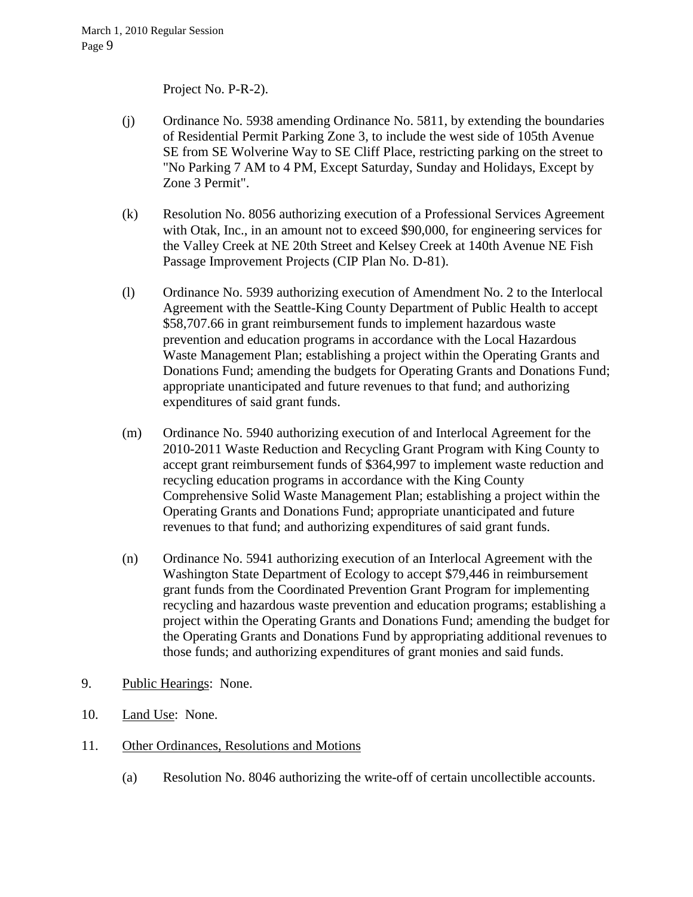Project No. P-R-2).

(j) Ordinance No. 5938 amending Ordinance No. 5811, by extending the boundaries of Residential Permit Parking Zone 3, to include the west side of 105th Avenue SE from SE Wolverine Way to SE Cliff Place, restricting parking on the street to "No Parking 7 AM to 4 PM, Except Saturday, Sunday and Holidays, Except by Zone 3 Permit".

(k) Resolution No. 8056 authorizing execution of a Professional Services Agreement with Otak, Inc., in an amount not to exceed $90,000, for engineering services for the Valley Creek at NE 20th Street and Kelsey Creek at 140th Avenue NE Fish Passage Improvement Projects (CIP Plan No. D-81).

(l) Ordinance No. 5939 authorizing execution of Amendment No. 2 to the Interlocal Agreement with the Seattle-King County Department of Public Health to accept $58,707.66 in grant reimbursement funds to implement hazardous waste prevention and education programs in accordance with the Local Hazardous Waste Management Plan; establishing a project within the Operating Grants and Donations Fund; amending the budgets for Operating Grants and Donations Fund; appropriate unanticipated and future revenues to that fund; and authorizing expenditures of said grant funds.

(m) Ordinance No. 5940 authorizing execution of and Interlocal Agreement for the 2010-2011 Waste Reduction and Recycling Grant Program with King County to accept grant reimbursement funds of $364,997 to implement waste reduction and recycling education programs in accordance with the King County Comprehensive Solid Waste Management Plan; establishing a project within the Operating Grants and Donations Fund; appropriate unanticipated and future revenues to that fund; and authorizing expenditures of said grant funds.

(n) Ordinance No. 5941 authorizing execution of an Interlocal Agreement with the Washington State Department of Ecology to accept $79,446 in reimbursement grant funds from the Coordinated Prevention Grant Program for implementing recycling and hazardous waste prevention and education programs; establishing a project within the Operating Grants and Donations Fund; amending the budget for the Operating Grants and Donations Fund by appropriating additional revenues to those funds; and authorizing expenditures of grant monies and said funds.

9. Public Hearings: None.

10. Land Use: None.

11. Other Ordinances, Resolutions and Motions

(a) Resolution No. 8046 authorizing the write-off of certain uncollectible accounts.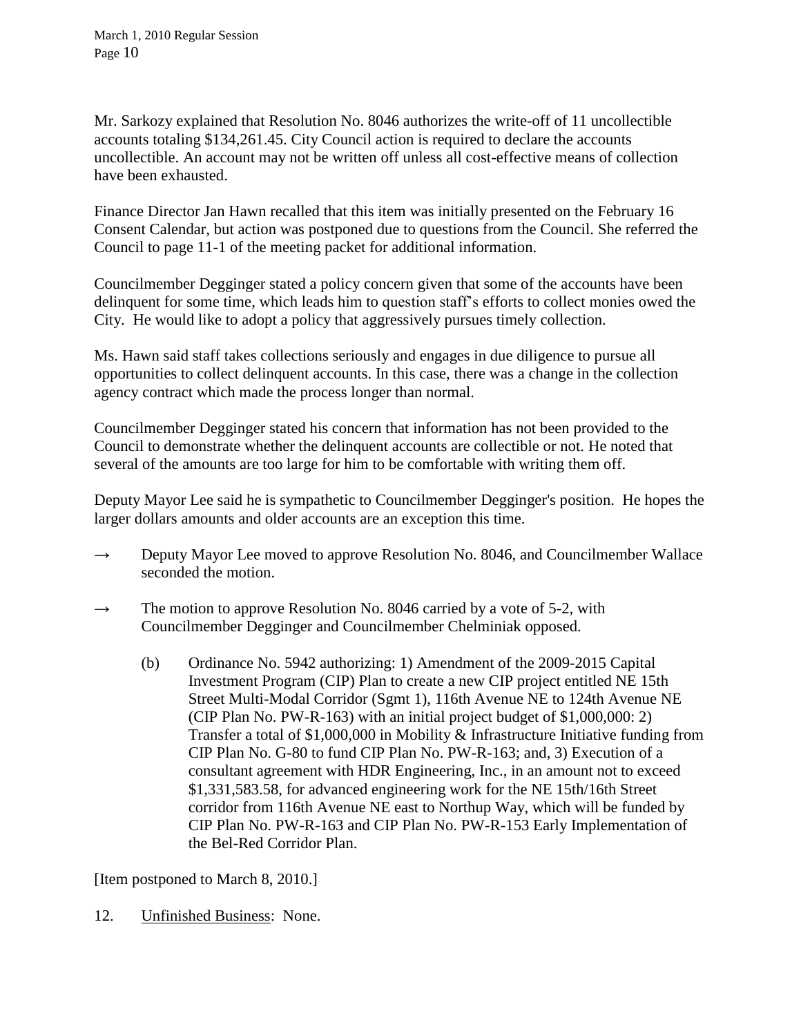Mr. Sarkozy explained that Resolution No. 8046 authorizes the write-off of 11 uncollectible accounts totaling $134,261.45. City Council action is required to declare the accounts uncollectible. An account may not be written off unless all cost-effective means of collection have been exhausted.

Finance Director Jan Hawn recalled that this item was initially presented on the February 16 Consent Calendar, but action was postponed due to questions from the Council. She referred the Council to page 11-1 of the meeting packet for additional information.

Councilmember Degginger stated a policy concern given that some of the accounts have been delinquent for some time, which leads him to question staff's efforts to collect monies owed the City. He would like to adopt a policy that aggressively pursues timely collection.

Ms. Hawn said staff takes collections seriously and engages in due diligence to pursue all opportunities to collect delinquent accounts. In this case, there was a change in the collection agency contract which made the process longer than normal.

Councilmember Degginger stated his concern that information has not been provided to the Council to demonstrate whether the delinquent accounts are collectible or not. He noted that several of the amounts are too large for him to be comfortable with writing them off.

Deputy Mayor Lee said he is sympathetic to Councilmember Degginger's position. He hopes the larger dollars amounts and older accounts are an exception this time.

→ Deputy Mayor Lee moved to approve Resolution No. 8046, and Councilmember Wallace seconded the motion.

→ The motion to approve Resolution No. 8046 carried by a vote of 5-2, with Councilmember Degginger and Councilmember Chelminiak opposed.

(b) Ordinance No. 5942 authorizing: 1) Amendment of the 2009-2015 Capital Investment Program (CIP) Plan to create a new CIP project entitled NE 15th Street Multi-Modal Corridor (Sgmt 1), 116th Avenue NE to 124th Avenue NE (CIP Plan No. PW-R-163) with an initial project budget of $1,000,000: 2) Transfer a total of $1,000,000 in Mobility & Infrastructure Initiative funding from CIP Plan No. G-80 to fund CIP Plan No. PW-R-163; and, 3) Execution of a consultant agreement with HDR Engineering, Inc., in an amount not to exceed $1,331,583.58, for advanced engineering work for the NE 15th/16th Street corridor from 116th Avenue NE east to Northup Way, which will be funded by CIP Plan No. PW-R-163 and CIP Plan No. PW-R-153 Early Implementation of the Bel-Red Corridor Plan.

[Item postponed to March 8, 2010.]

12. Unfinished Business: None.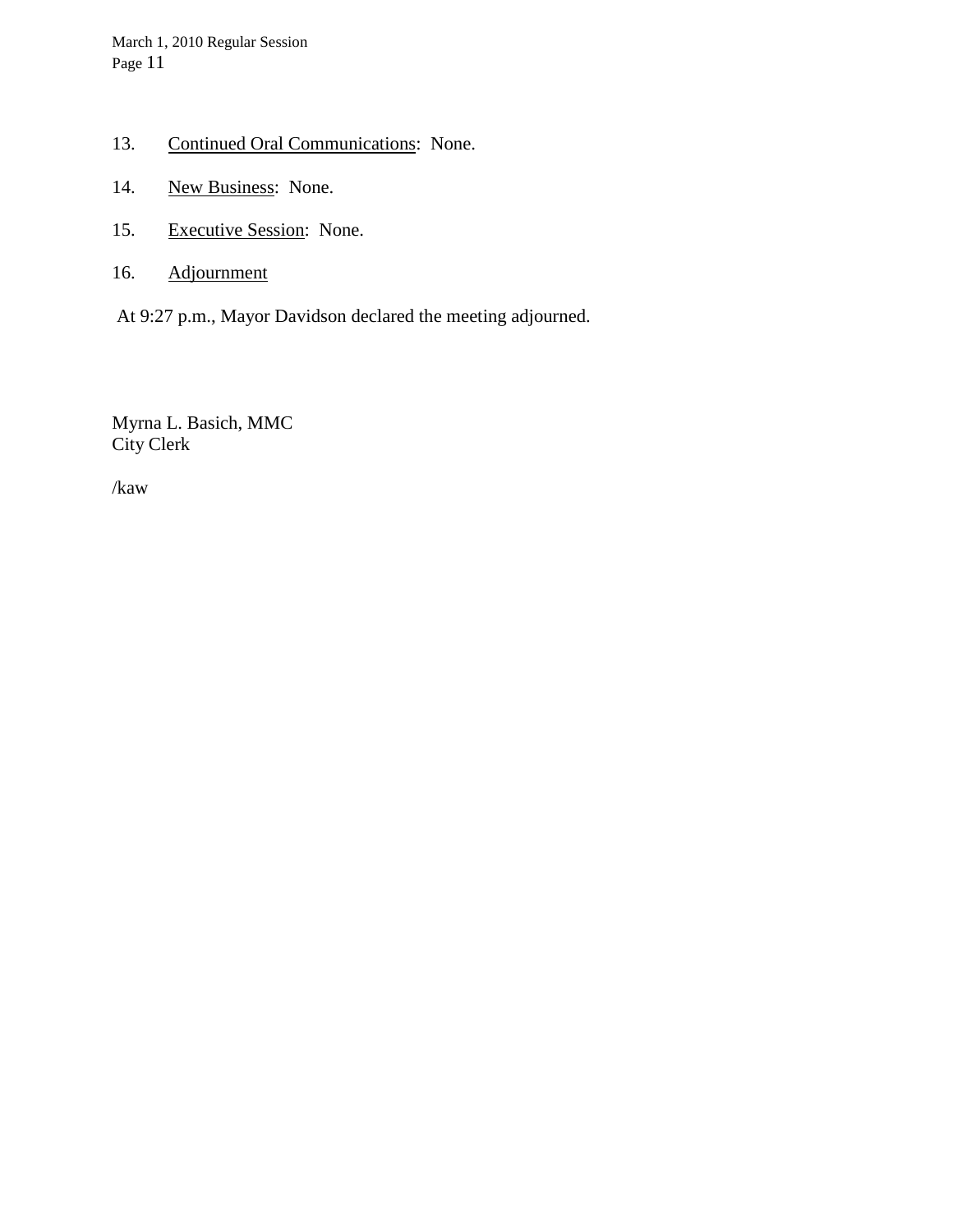13. <u>Continued Oral Communications</u>: None.

14. <u>New Business</u>: None.

15. <u>Executive Session</u>: None.

16. <u>Adjournment</u>

At 9:27 p.m., Mayor Davidson declared the meeting adjourned.

Myrna L. Basich, MMC
City Clerk

/kaw